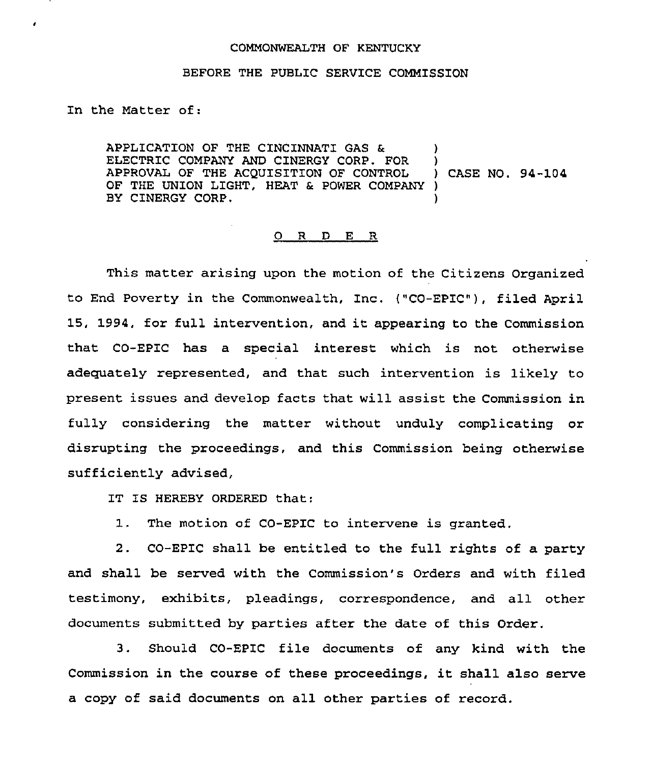COMMONWEALTH OF KENTUCKY

BEFORE THE PUBLIC SERVICE COMMISSION

In the Matter of:

| | | |
|---|---|---|
| APPLICATION OF THE CINCINNATI GAS & ELECTRIC COMPANY AND CINERGY CORP. FOR APPROVAL OF THE ACQUISITION OF CONTROL OF THE UNION LIGHT, HEAT & POWER COMPANY BY CINERGY CORP. | ) | CASE NO. 94-104 |

## O R D E R

This matter arising upon the motion of the Citizens Organized to End Poverty in the Commonwealth, Inc. ("CO-EPIC"), filed April 15, 1994, for full intervention, and it appearing to the Commission that CO-EPIC has a special interest which is not otherwise adequately represented, and that such intervention is likely to present issues and develop facts that will assist the Commission in fully considering the matter without unduly complicating or disrupting the proceedings, and this Commission being otherwise sufficiently advised,

IT IS HEREBY ORDERED that:

1. The motion of CO-EPIC to intervene is granted.

2. CO-EPIC shall be entitled to the full rights of a party and shall be served with the Commission's Orders and with filed testimony, exhibits, pleadings, correspondence, and all other documents submitted by parties after the date of this Order.

3. Should CO-EPIC file documents of any kind with the Commission in the course of these proceedings, it shall also serve a copy of said documents on all other parties of record.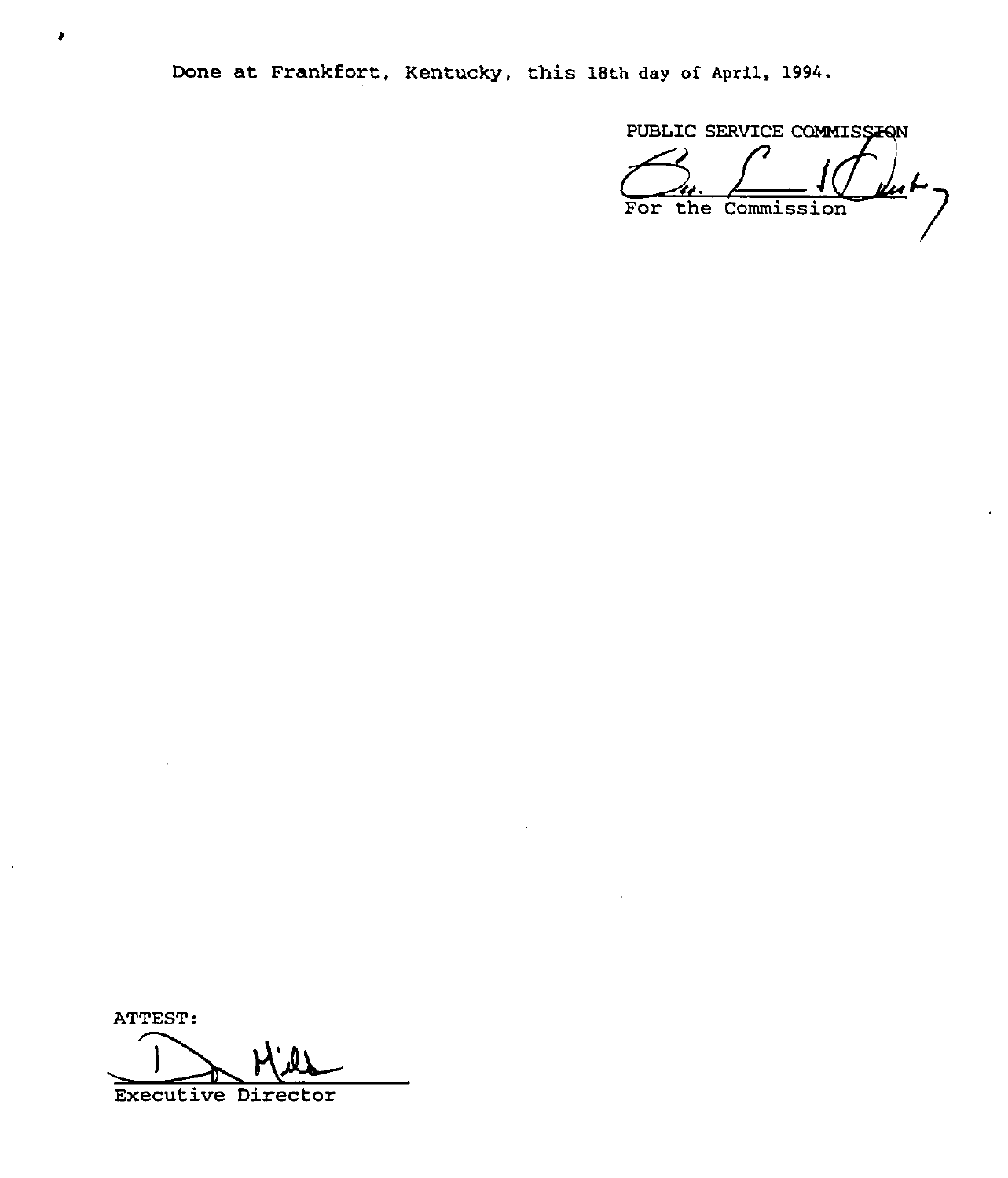Done at Frankfort, Kentucky, this 18th day of April, 1994.

PUBLIC SERVICE COMMISSION

For the Commission

ATTEST:

Executive Director